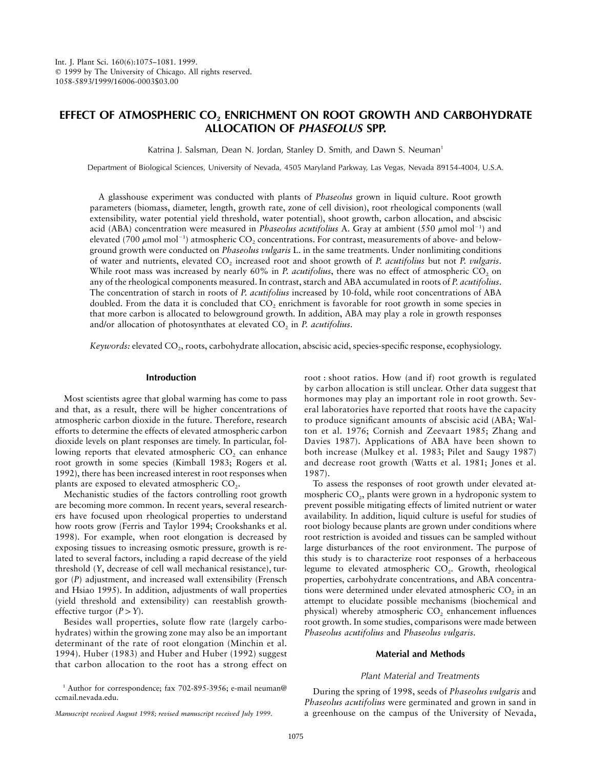Int. J. Plant Sci. 160(6):1075–1081. 1999.
© 1999 by The University of Chicago. All rights reserved.
1058-5893/1999/16006-0003$03.00

# EFFECT OF ATMOSPHERIC $CO_2$ ENRICHMENT ON ROOT GROWTH AND CARBOHYDRATE ALLOCATION OF *PHASEOLUS* SPP.

Katrina J. Salsman, Dean N. Jordan, Stanley D. Smith, and Dawn S. Neuman[1]

Department of Biological Sciences, University of Nevada, 4505 Maryland Parkway, Las Vegas, Nevada 89154-4004, U.S.A.

A glasshouse experiment was conducted with plants of *Phaseolus* grown in liquid culture. Root growth parameters (biomass, diameter, length, growth rate, zone of cell division), root rheological components (wall extensibility, water potential yield threshold, water potential), shoot growth, carbon allocation, and abscisic acid (ABA) concentration were measured in *Phaseolus acutifolius* A. Gray at ambient (550 $\mu$mol mol$^{-1}$) and elevated (700 $\mu$mol mol$^{-1}$) atmospheric $CO_2$ concentrations. For contrast, measurements of above- and belowground growth were conducted on *Phaseolus vulgaris* L. in the same treatments. Under nonlimiting conditions of water and nutrients, elevated $CO_2$ increased root and shoot growth of *P. acutifolius* but not *P. vulgaris*. While root mass was increased by nearly 60% in *P. acutifolius*, there was no effect of atmospheric $CO_2$ on any of the rheological components measured. In contrast, starch and ABA accumulated in roots of *P. acutifolius*. The concentration of starch in roots of *P. acutifolius* increased by 10-fold, while root concentrations of ABA doubled. From the data it is concluded that $CO_2$ enrichment is favorable for root growth in some species in that more carbon is allocated to belowground growth. In addition, ABA may play a role in growth responses and/or allocation of photosynthates at elevated $CO_2$ in *P. acutifolius*.

*Keywords:* elevated $CO_2$, roots, carbohydrate allocation, abscisic acid, species-specific response, ecophysiology.

## Introduction

Most scientists agree that global warming has come to pass and that, as a result, there will be higher concentrations of atmospheric carbon dioxide in the future. Therefore, research efforts to determine the effects of elevated atmospheric carbon dioxide levels on plant responses are timely. In particular, following reports that elevated atmospheric $CO_2$ can enhance root growth in some species (Kimball 1983; Rogers et al. 1992), there has been increased interest in root responses when plants are exposed to elevated atmospheric $CO_2$.

Mechanistic studies of the factors controlling root growth are becoming more common. In recent years, several researchers have focused upon rheological properties to understand how roots grow (Ferris and Taylor 1994; Crookshanks et al. 1998). For example, when root elongation is decreased by exposing tissues to increasing osmotic pressure, growth is related to several factors, including a rapid decrease of the yield threshold ($Y$, decrease of cell wall mechanical resistance), turgor ($P$) adjustment, and increased wall extensibility (Frensch and Hsiao 1995). In addition, adjustments of wall properties (yield threshold and extensibility) can reestablish growth-effective turgor ($P > Y$).

Besides wall properties, solute flow rate (largely carbohydrates) within the growing zone may also be an important determinant of the rate of root elongation (Minchin et al. 1994). Huber (1983) and Huber and Huber (1992) suggest that carbon allocation to the root has a strong effect on root : shoot ratios. How (and if) root growth is regulated by carbon allocation is still unclear. Other data suggest that hormones may play an important role in root growth. Several laboratories have reported that roots have the capacity to produce significant amounts of abscisic acid (ABA; Walton et al. 1976; Cornish and Zeevaart 1985; Zhang and Davies 1987). Applications of ABA have been shown to both increase (Mulkey et al. 1983; Pilet and Saugy 1987) and decrease root growth (Watts et al. 1981; Jones et al. 1987).

To assess the responses of root growth under elevated atmospheric $CO_2$, plants were grown in a hydroponic system to prevent possible mitigating effects of limited nutrient or water availability. In addition, liquid culture is useful for studies of root biology because plants are grown under conditions where root restriction is avoided and tissues can be sampled without large disturbances of the root environment. The purpose of this study is to characterize root responses of a herbaceous legume to elevated atmospheric $CO_2$. Growth, rheological properties, carbohydrate concentrations, and ABA concentrations were determined under elevated atmospheric $CO_2$ in an attempt to elucidate possible mechanisms (biochemical and physical) whereby atmospheric $CO_2$ enhancement influences root growth. In some studies, comparisons were made between *Phaseolus acutifolius* and *Phaseolus vulgaris*.

## Material and Methods

### Plant Material and Treatments

During the spring of 1998, seeds of *Phaseolus vulgaris* and *Phaseolus acutifolius* were germinated and grown in sand in a greenhouse on the campus of the University of Nevada,

[1] Author for correspondence; fax 702-895-3956; e-mail neuman@ccmail.nevada.edu.

*Manuscript received August 1998; revised manuscript received July 1999.*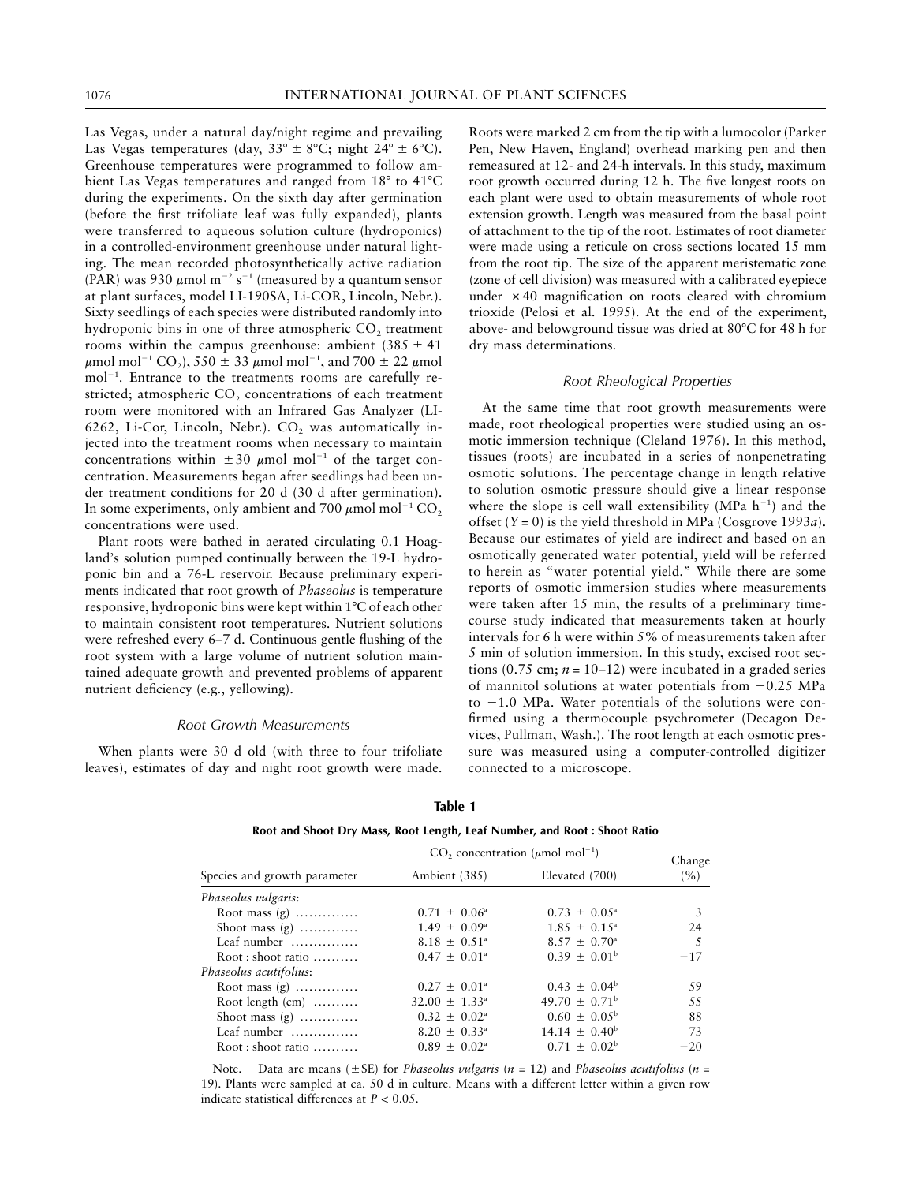Las Vegas, under a natural day/night regime and prevailing Las Vegas temperatures (day, 33° ± 8°C; night 24° ± 6°C). Greenhouse temperatures were programmed to follow ambient Las Vegas temperatures and ranged from 18° to 41°C during the experiments. On the sixth day after germination (before the first trifoliate leaf was fully expanded), plants were transferred to aqueous solution culture (hydroponics) in a controlled-environment greenhouse under natural lighting. The mean recorded photosynthetically active radiation (PAR) was 930 $\mu$mol m$^{-2}$ s$^{-1}$ (measured by a quantum sensor at plant surfaces, model LI-190SA, Li-COR, Lincoln, Nebr.). Sixty seedlings of each species were distributed randomly into hydroponic bins in one of three atmospheric $CO_2$ treatment rooms within the campus greenhouse: ambient (385 ± 41 $\mu$mol mol$^{-1}$ $CO_2$), 550 ± 33 $\mu$mol mol$^{-1}$, and 700 ± 22 $\mu$mol mol$^{-1}$. Entrance to the treatments rooms are carefully restricted; atmospheric $CO_2$ concentrations of each treatment room were monitored with an Infrared Gas Analyzer (LI-6262, Li-Cor, Lincoln, Nebr.). $CO_2$ was automatically injected into the treatment rooms when necessary to maintain concentrations within ±30 $\mu$mol mol$^{-1}$ of the target concentration. Measurements began after seedlings had been under treatment conditions for 20 d (30 d after germination). In some experiments, only ambient and 700 $\mu$mol mol$^{-1}$ $CO_2$ concentrations were used.

Plant roots were bathed in aerated circulating 0.1 Hoagland's solution pumped continually between the 19-L hydroponic bin and a 76-L reservoir. Because preliminary experiments indicated that root growth of *Phaseolus* is temperature responsive, hydroponic bins were kept within 1°C of each other to maintain consistent root temperatures. Nutrient solutions were refreshed every 6–7 d. Continuous gentle flushing of the root system with a large volume of nutrient solution maintained adequate growth and prevented problems of apparent nutrient deficiency (e.g., yellowing).

### *Root Growth Measurements*

When plants were 30 d old (with three to four trifoliate leaves), estimates of day and night root growth were made. Roots were marked 2 cm from the tip with a lumocolor (Parker Pen, New Haven, England) overhead marking pen and then remeasured at 12- and 24-h intervals. In this study, maximum root growth occurred during 12 h. The five longest roots on each plant were used to obtain measurements of whole root extension growth. Length was measured from the basal point of attachment to the tip of the root. Estimates of root diameter were made using a reticule on cross sections located 15 mm from the root tip. The size of the apparent meristematic zone (zone of cell division) was measured with a calibrated eyepiece under ×40 magnification on roots cleared with chromium trioxide (Pelosi et al. 1995). At the end of the experiment, above- and belowground tissue was dried at 80°C for 48 h for dry mass determinations.

### *Root Rheological Properties*

At the same time that root growth measurements were made, root rheological properties were studied using an osmotic immersion technique (Cleland 1976). In this method, tissues (roots) are incubated in a series of nonpenetrating osmotic solutions. The percentage change in length relative to solution osmotic pressure should give a linear response where the slope is cell wall extensibility (MPa h$^{-1}$) and the offset ($Y = 0$) is the yield threshold in MPa (Cosgrove 1993*a*). Because our estimates of yield are indirect and based on an osmotically generated water potential, yield will be referred to herein as "water potential yield." While there are some reports of osmotic immersion studies where measurements were taken after 15 min, the results of a preliminary time-course study indicated that measurements taken at hourly intervals for 6 h were within 5% of measurements taken after 5 min of solution immersion. In this study, excised root sections (0.75 cm; $n = 10$–$12$) were incubated in a graded series of mannitol solutions at water potentials from −0.25 MPa to −1.0 MPa. Water potentials of the solutions were confirmed using a thermocouple psychrometer (Decagon Devices, Pullman, Wash.). The root length at each osmotic pressure was measured using a computer-controlled digitizer connected to a microscope.

**Table 1**

**Root and Shoot Dry Mass, Root Length, Leaf Number, and Root : Shoot Ratio**

| Species and growth parameter | $CO_2$ concentration ($\mu$mol mol$^{-1}$) | | Change (%) |
|---|---|---|---|
| | Ambient (385) | Elevated (700) | |
| *Phaseolus vulgaris*: | | | |
| Root mass (g) | 0.71 ± 0.06[a] | 0.73 ± 0.05[a] | 3 |
| Shoot mass (g) | 1.49 ± 0.09[a] | 1.85 ± 0.15[a] | 24 |
| Leaf number | 8.18 ± 0.51[a] | 8.57 ± 0.70[a] | 5 |
| Root : shoot ratio | 0.47 ± 0.01[a] | 0.39 ± 0.01[b] | −17 |
| *Phaseolus acutifolius*: | | | |
| Root mass (g) | 0.27 ± 0.01[a] | 0.43 ± 0.04[b] | 59 |
| Root length (cm) | 32.00 ± 1.33[a] | 49.70 ± 0.71[b] | 55 |
| Shoot mass (g) | 0.32 ± 0.02[a] | 0.60 ± 0.05[b] | 88 |
| Leaf number | 8.20 ± 0.33[a] | 14.14 ± 0.40[b] | 73 |
| Root : shoot ratio | 0.89 ± 0.02[a] | 0.71 ± 0.02[b] | −20 |

Note. Data are means (±SE) for *Phaseolus vulgaris* ($n = 12$) and *Phaseolus acutifolius* ($n = 19$). Plants were sampled at ca. 50 d in culture. Means with a different letter within a given row indicate statistical differences at $P < 0.05$.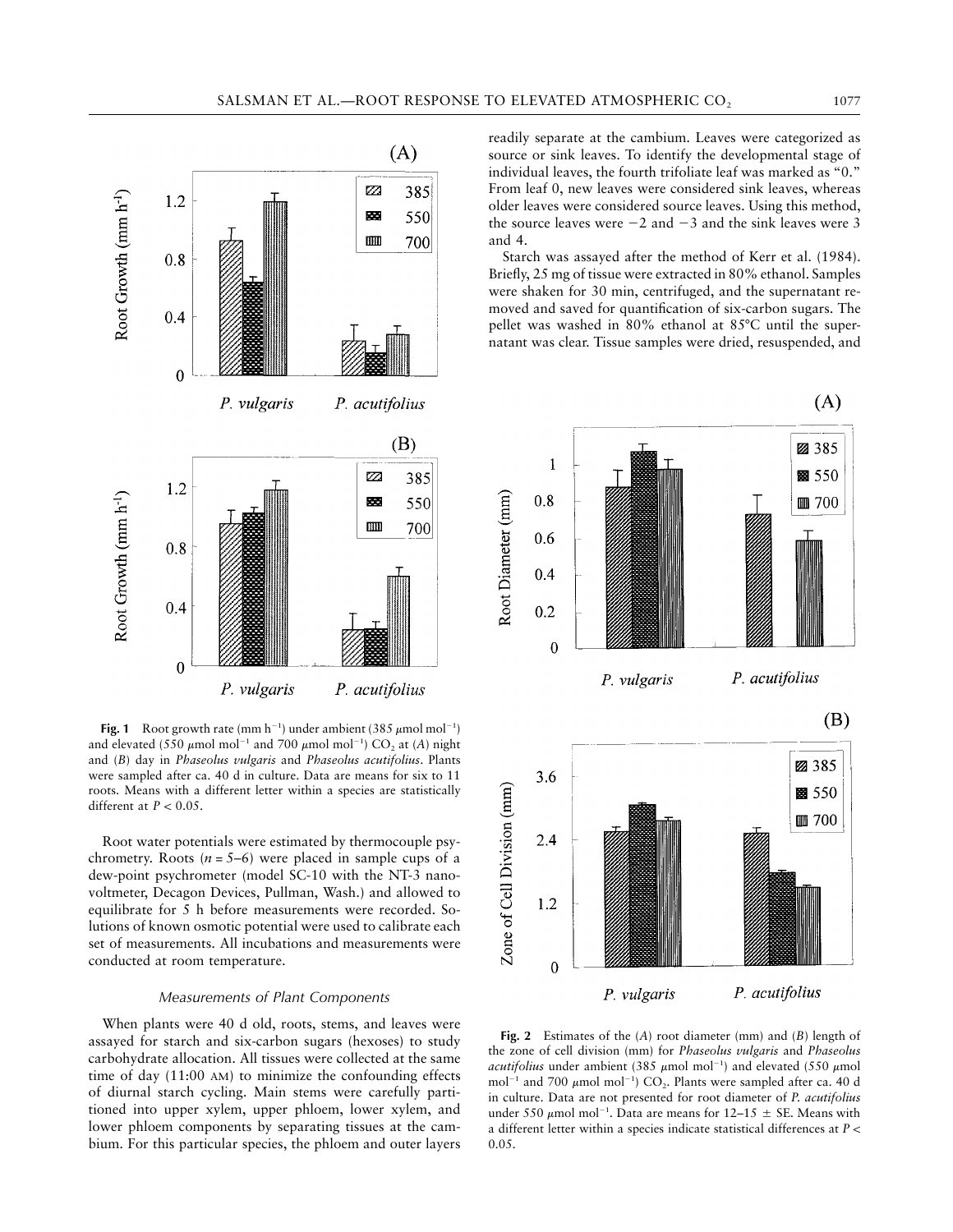**Fig. 1** Root growth rate (mm $h^{-1}$) under ambient (385 $\mu$mol $mol^{-1}$) and elevated (550 $\mu$mol $mol^{-1}$ and 700 $\mu$mol $mol^{-1}$) $CO_2$ at (*A*) night and (*B*) day in *Phaseolus vulgaris* and *Phaseolus acutifolius*. Plants were sampled after ca. 40 d in culture. Data are means for six to 11 roots. Means with a different letter within a species are statistically different at $P < 0.05$.

Root water potentials were estimated by thermocouple psychrometry. Roots ($n = 5$–6) were placed in sample cups of a dew-point psychrometer (model SC-10 with the NT-3 nanovoltmeter, Decagon Devices, Pullman, Wash.) and allowed to equilibrate for 5 h before measurements were recorded. Solutions of known osmotic potential were used to calibrate each set of measurements. All incubations and measurements were conducted at room temperature.

### *Measurements of Plant Components*

When plants were 40 d old, roots, stems, and leaves were assayed for starch and six-carbon sugars (hexoses) to study carbohydrate allocation. All tissues were collected at the same time of day (11:00 AM) to minimize the confounding effects of diurnal starch cycling. Main stems were carefully partitioned into upper xylem, upper phloem, lower xylem, and lower phloem components by separating tissues at the cambium. For this particular species, the phloem and outer layers readily separate at the cambium. Leaves were categorized as source or sink leaves. To identify the developmental stage of individual leaves, the fourth trifoliate leaf was marked as "0." From leaf 0, new leaves were considered sink leaves, whereas older leaves were considered source leaves. Using this method, the source leaves were −2 and −3 and the sink leaves were 3 and 4.

Starch was assayed after the method of Kerr et al. (1984). Briefly, 25 mg of tissue were extracted in 80% ethanol. Samples were shaken for 30 min, centrifuged, and the supernatant removed and saved for quantification of six-carbon sugars. The pellet was washed in 80% ethanol at 85°C until the supernatant was clear. Tissue samples were dried, resuspended, and

**Fig. 2** Estimates of the (*A*) root diameter (mm) and (*B*) length of the zone of cell division (mm) for *Phaseolus vulgaris* and *Phaseolus acutifolius* under ambient (385 $\mu$mol $mol^{-1}$) and elevated (550 $\mu$mol $mol^{-1}$ and 700 $\mu$mol $mol^{-1}$) $CO_2$. Plants were sampled after ca. 40 d in culture. Data are not presented for root diameter of *P. acutifolius* under 550 $\mu$mol $mol^{-1}$. Data are means for 12–15 ± SE. Means with a different letter within a species indicate statistical differences at $P < 0.05$.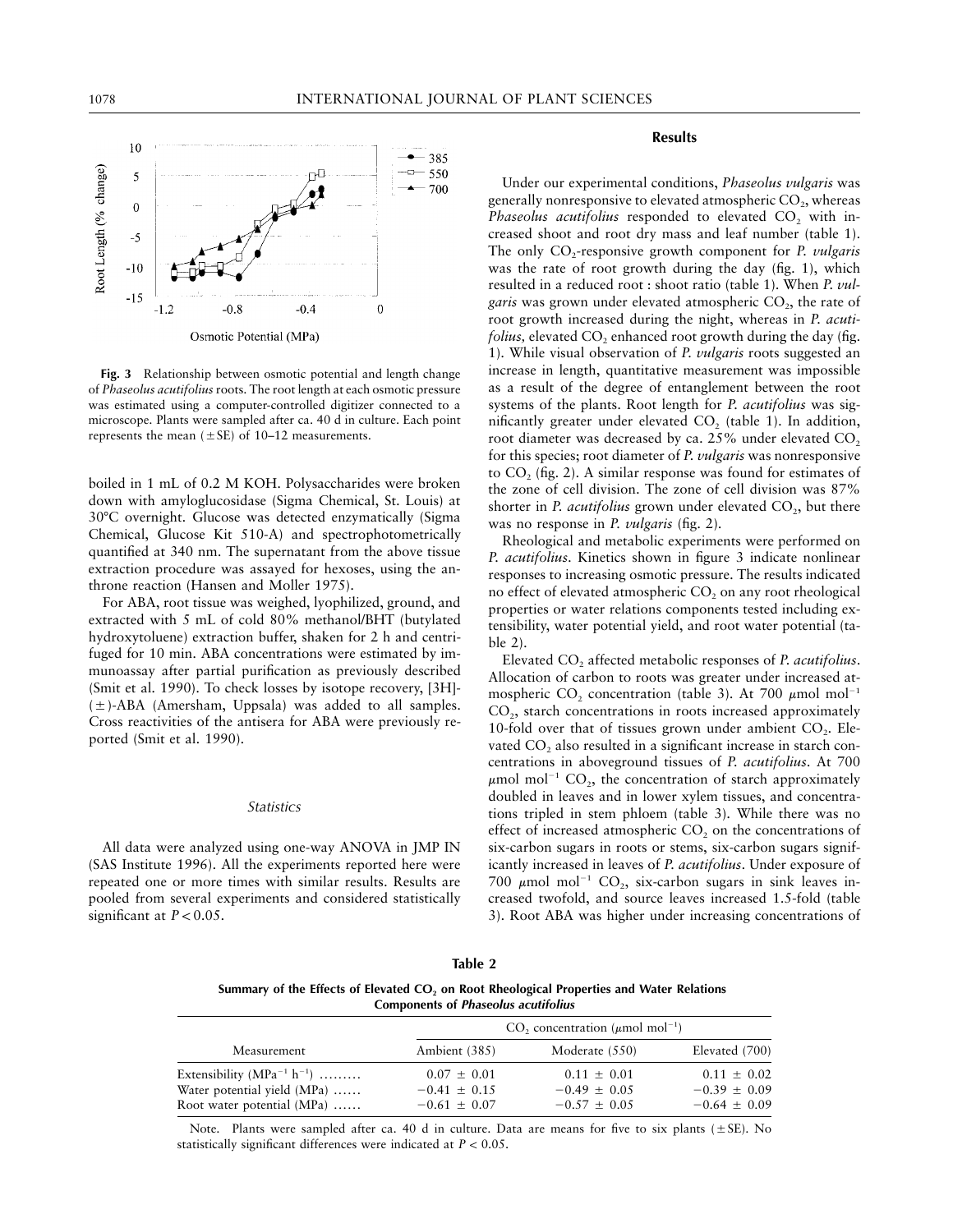Fig. 3 Relationship between osmotic potential and length change of *Phaseolus acutifolius* roots. The root length at each osmotic pressure was estimated using a computer-controlled digitizer connected to a microscope. Plants were sampled after ca. 40 d in culture. Each point represents the mean (±SE) of 10–12 measurements.

boiled in 1 mL of 0.2 M KOH. Polysaccharides were broken down with amyloglucosidase (Sigma Chemical, St. Louis) at 30°C overnight. Glucose was detected enzymatically (Sigma Chemical, Glucose Kit 510-A) and spectrophotometrically quantified at 340 nm. The supernatant from the above tissue extraction procedure was assayed for hexoses, using the anthrone reaction (Hansen and Moller 1975).

For ABA, root tissue was weighed, lyophilized, ground, and extracted with 5 mL of cold 80% methanol/BHT (butylated hydroxytoluene) extraction buffer, shaken for 2 h and centrifuged for 10 min. ABA concentrations were estimated by immunoassay after partial purification as previously described (Smit et al. 1990). To check losses by isotope recovery, [3H]-(±)-ABA (Amersham, Uppsala) was added to all samples. Cross reactivities of the antisera for ABA were previously reported (Smit et al. 1990).

### *Statistics*

All data were analyzed using one-way ANOVA in JMP IN (SAS Institute 1996). All the experiments reported here were repeated one or more times with similar results. Results are pooled from several experiments and considered statistically significant at $P < 0.05$.

## Results

Under our experimental conditions, *Phaseolus vulgaris* was generally nonresponsive to elevated atmospheric $CO_2$, whereas *Phaseolus acutifolius* responded to elevated $CO_2$ with increased shoot and root dry mass and leaf number (table 1). The only $CO_2$-responsive growth component for *P. vulgaris* was the rate of root growth during the day (fig. 1), which resulted in a reduced root : shoot ratio (table 1). When *P. vulgaris* was grown under elevated atmospheric $CO_2$, the rate of root growth increased during the night, whereas in *P. acutifolius,* elevated $CO_2$ enhanced root growth during the day (fig. 1). While visual observation of *P. vulgaris* roots suggested an increase in length, quantitative measurement was impossible as a result of the degree of entanglement between the root systems of the plants. Root length for *P. acutifolius* was significantly greater under elevated $CO_2$ (table 1). In addition, root diameter was decreased by ca. 25% under elevated $CO_2$ for this species; root diameter of *P. vulgaris* was nonresponsive to $CO_2$ (fig. 2). A similar response was found for estimates of the zone of cell division. The zone of cell division was 87% shorter in *P. acutifolius* grown under elevated $CO_2$, but there was no response in *P. vulgaris* (fig. 2).

Rheological and metabolic experiments were performed on *P. acutifolius*. Kinetics shown in figure 3 indicate nonlinear responses to increasing osmotic pressure. The results indicated no effect of elevated atmospheric $CO_2$ on any root rheological properties or water relations components tested including extensibility, water potential yield, and root water potential (table 2).

Elevated $CO_2$ affected metabolic responses of *P. acutifolius*. Allocation of carbon to roots was greater under increased atmospheric $CO_2$ concentration (table 3). At 700 $\mu$mol mol$^{-1}$ $CO_2$, starch concentrations in roots increased approximately 10-fold over that of tissues grown under ambient $CO_2$. Elevated $CO_2$ also resulted in a significant increase in starch concentrations in aboveground tissues of *P. acutifolius*. At 700 $\mu$mol mol$^{-1}$ $CO_2$, the concentration of starch approximately doubled in leaves and in lower xylem tissues, and concentrations tripled in stem phloem (table 3). While there was no effect of increased atmospheric $CO_2$ on the concentrations of six-carbon sugars in roots or stems, six-carbon sugars significantly increased in leaves of *P. acutifolius*. Under exposure of 700 $\mu$mol mol$^{-1}$ $CO_2$, six-carbon sugars in sink leaves increased twofold, and source leaves increased 1.5-fold (table 3). Root ABA was higher under increasing concentrations of

**Table 2**

**Summary of the Effects of Elevated $CO_2$ on Root Rheological Properties and Water Relations Components of *Phaseolus acutifolius***

| Measurement | $CO_2$ concentration ($\mu$mol mol$^{-1}$) | | |
|---|---|---|---|
| | Ambient (385) | Moderate (550) | Elevated (700) |
| Extensibility (MPa$^{-1}$ h$^{-1}$) ......... | 0.07 ± 0.01 | 0.11 ± 0.01 | 0.11 ± 0.02 |
| Water potential yield (MPa) ...... | −0.41 ± 0.15 | −0.49 ± 0.05 | −0.39 ± 0.09 |
| Root water potential (MPa) ...... | −0.61 ± 0.07 | −0.57 ± 0.05 | −0.64 ± 0.09 |

Note. Plants were sampled after ca. 40 d in culture. Data are means for five to six plants (±SE). No statistically significant differences were indicated at $P < 0.05$.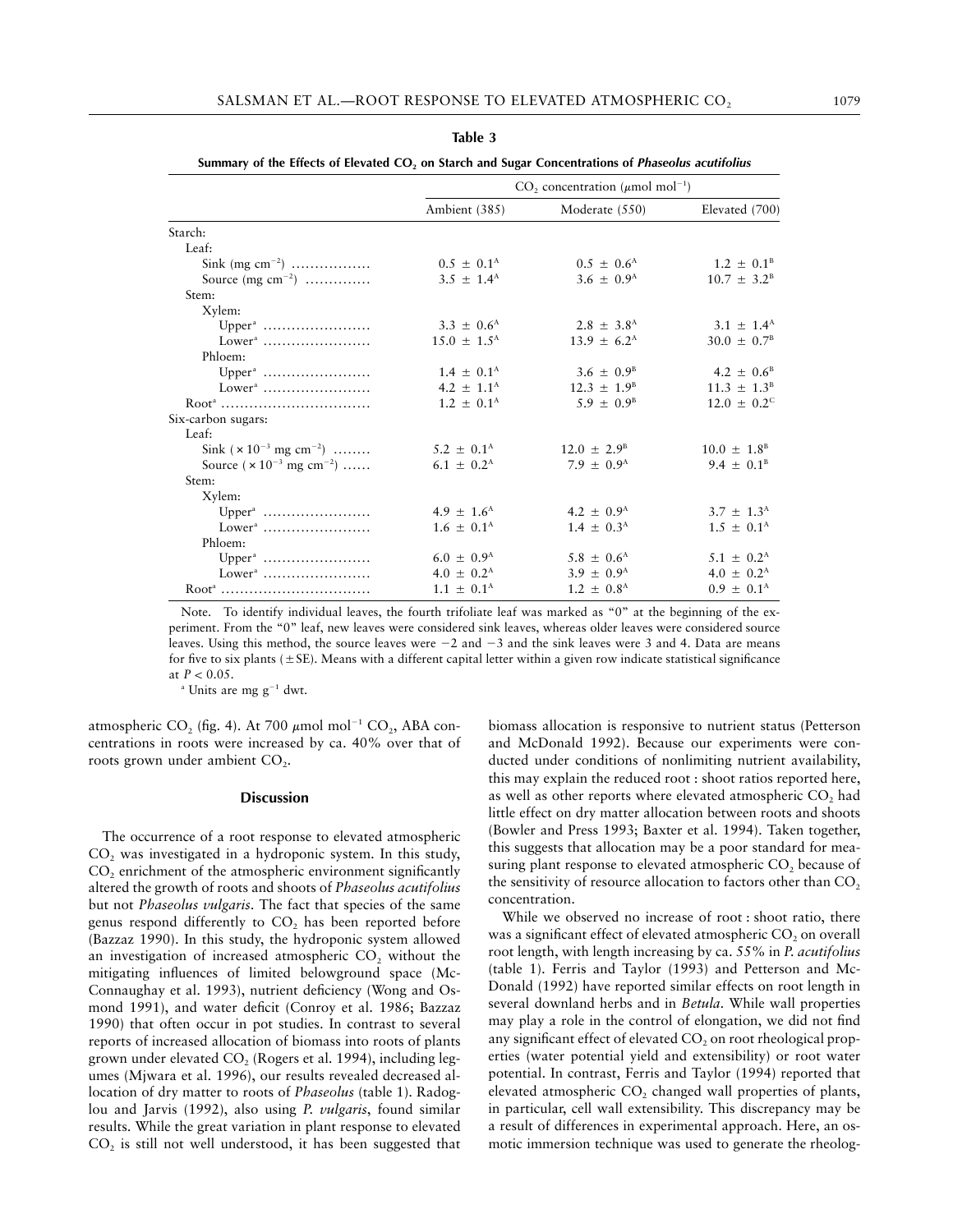**Table 3**

**Summary of the Effects of Elevated $CO_2$ on Starch and Sugar Concentrations of *Phaseolus acutifolius***

| | $CO_2$ concentration ($\mu$mol mol$^{-1}$) | | |
|---|---|---|---|
| | Ambient (385) | Moderate (550) | Elevated (700) |
| Starch: | | | |
| Leaf: | | | |
| Sink (mg cm$^{-2}$) | $0.5 \pm 0.1^A$ | $0.5 \pm 0.6^A$ | $1.2 \pm 0.1^B$ |
| Source (mg cm$^{-2}$) | $3.5 \pm 1.4^A$ | $3.6 \pm 0.9^A$ | $10.7 \pm 3.2^B$ |
| Stem: | | | |
| Xylem: | | | |
| Upper[a] | $3.3 \pm 0.6^A$ | $2.8 \pm 3.8^A$ | $3.1 \pm 1.4^A$ |
| Lower[a] | $15.0 \pm 1.5^A$ | $13.9 \pm 6.2^A$ | $30.0 \pm 0.7^B$ |
| Phloem: | | | |
| Upper[a] | $1.4 \pm 0.1^A$ | $3.6 \pm 0.9^B$ | $4.2 \pm 0.6^B$ |
| Lower[a] | $4.2 \pm 1.1^A$ | $12.3 \pm 1.9^B$ | $11.3 \pm 1.3^B$ |
| Root[a] | $1.2 \pm 0.1^A$ | $5.9 \pm 0.9^B$ | $12.0 \pm 0.2^C$ |
| Six-carbon sugars: | | | |
| Leaf: | | | |
| Sink ($\times 10^{-3}$ mg cm$^{-2}$) | $5.2 \pm 0.1^A$ | $12.0 \pm 2.9^B$ | $10.0 \pm 1.8^B$ |
| Source ($\times 10^{-3}$ mg cm$^{-2}$) | $6.1 \pm 0.2^A$ | $7.9 \pm 0.9^A$ | $9.4 \pm 0.1^B$ |
| Stem: | | | |
| Xylem: | | | |
| Upper[a] | $4.9 \pm 1.6^A$ | $4.2 \pm 0.9^A$ | $3.7 \pm 1.3^A$ |
| Lower[a] | $1.6 \pm 0.1^A$ | $1.4 \pm 0.3^A$ | $1.5 \pm 0.1^A$ |
| Phloem: | | | |
| Upper[a] | $6.0 \pm 0.9^A$ | $5.8 \pm 0.6^A$ | $5.1 \pm 0.2^A$ |
| Lower[a] | $4.0 \pm 0.2^A$ | $3.9 \pm 0.9^A$ | $4.0 \pm 0.2^A$ |
| Root[a] | $1.1 \pm 0.1^A$ | $1.2 \pm 0.8^A$ | $0.9 \pm 0.1^A$ |

Note. To identify individual leaves, the fourth trifoliate leaf was marked as "0" at the beginning of the experiment. From the "0" leaf, new leaves were considered sink leaves, whereas older leaves were considered source leaves. Using this method, the source leaves were −2 and −3 and the sink leaves were 3 and 4. Data are means for five to six plants (±SE). Means with a different capital letter within a given row indicate statistical significance at $P < 0.05$.

[a] Units are mg g$^{-1}$ dwt.

atmospheric $CO_2$ (fig. 4). At 700 $\mu$mol mol$^{-1}$ $CO_2$, ABA concentrations in roots were increased by ca. 40% over that of roots grown under ambient $CO_2$.

## Discussion

The occurrence of a root response to elevated atmospheric $CO_2$ was investigated in a hydroponic system. In this study, $CO_2$ enrichment of the atmospheric environment significantly altered the growth of roots and shoots of *Phaseolus acutifolius* but not *Phaseolus vulgaris*. The fact that species of the same genus respond differently to $CO_2$ has been reported before (Bazzaz 1990). In this study, the hydroponic system allowed an investigation of increased atmospheric $CO_2$ without the mitigating influences of limited belowground space (McConnaughay et al. 1993), nutrient deficiency (Wong and Osmond 1991), and water deficit (Conroy et al. 1986; Bazzaz 1990) that often occur in pot studies. In contrast to several reports of increased allocation of biomass into roots of plants grown under elevated $CO_2$ (Rogers et al. 1994), including legumes (Mjwara et al. 1996), our results revealed decreased allocation of dry matter to roots of *Phaseolus* (table 1). Radoglou and Jarvis (1992), also using *P. vulgaris*, found similar results. While the great variation in plant response to elevated $CO_2$ is still not well understood, it has been suggested that biomass allocation is responsive to nutrient status (Petterson and McDonald 1992). Because our experiments were conducted under conditions of nonlimiting nutrient availability, this may explain the reduced root : shoot ratios reported here, as well as other reports where elevated atmospheric $CO_2$ had little effect on dry matter allocation between roots and shoots (Bowler and Press 1993; Baxter et al. 1994). Taken together, this suggests that allocation may be a poor standard for measuring plant response to elevated atmospheric $CO_2$ because of the sensitivity of resource allocation to factors other than $CO_2$ concentration.

While we observed no increase of root : shoot ratio, there was a significant effect of elevated atmospheric $CO_2$ on overall root length, with length increasing by ca. 55% in *P. acutifolius* (table 1). Ferris and Taylor (1993) and Petterson and McDonald (1992) have reported similar effects on root length in several downland herbs and in *Betula*. While wall properties may play a role in the control of elongation, we did not find any significant effect of elevated $CO_2$ on root rheological properties (water potential yield and extensibility) or root water potential. In contrast, Ferris and Taylor (1994) reported that elevated atmospheric $CO_2$ changed wall properties of plants, in particular, cell wall extensibility. This discrepancy may be a result of differences in experimental approach. Here, an osmotic immersion technique was used to generate the rheolog-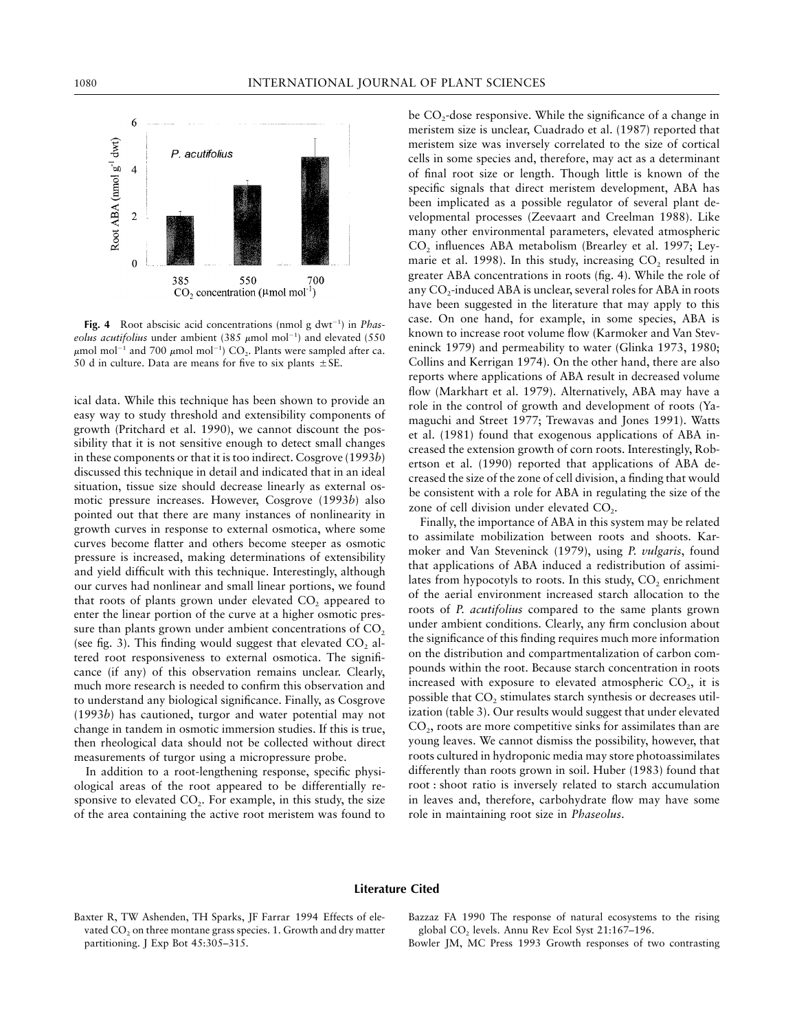**Fig. 4** Root abscisic acid concentrations (nmol g dwt$^{-1}$) in *Phaseolus acutifolius* under ambient (385 $\mu$mol mol$^{-1}$) and elevated (550 $\mu$mol mol$^{-1}$ and 700 $\mu$mol mol$^{-1}$) $CO_2$. Plants were sampled after ca. 50 d in culture. Data are means for five to six plants ±SE.

ical data. While this technique has been shown to provide an easy way to study threshold and extensibility components of growth (Pritchard et al. 1990), we cannot discount the possibility that it is not sensitive enough to detect small changes in these components or that it is too indirect. Cosgrove (1993*b*) discussed this technique in detail and indicated that in an ideal situation, tissue size should decrease linearly as external osmotic pressure increases. However, Cosgrove (1993*b*) also pointed out that there are many instances of nonlinearity in growth curves in response to external osmotica, where some curves become flatter and others become steeper as osmotic pressure is increased, making determinations of extensibility and yield difficult with this technique. Interestingly, although our curves had nonlinear and small linear portions, we found that roots of plants grown under elevated $CO_2$ appeared to enter the linear portion of the curve at a higher osmotic pressure than plants grown under ambient concentrations of $CO_2$ (see fig. 3). This finding would suggest that elevated $CO_2$ altered root responsiveness to external osmotica. The significance (if any) of this observation remains unclear. Clearly, much more research is needed to confirm this observation and to understand any biological significance. Finally, as Cosgrove (1993*b*) has cautioned, turgor and water potential may not change in tandem in osmotic immersion studies. If this is true, then rheological data should not be collected without direct measurements of turgor using a micropressure probe.

In addition to a root-lengthening response, specific physiological areas of the root appeared to be differentially responsive to elevated $CO_2$. For example, in this study, the size of the area containing the active root meristem was found to be $CO_2$-dose responsive. While the significance of a change in meristem size is unclear, Cuadrado et al. (1987) reported that meristem size was inversely correlated to the size of cortical cells in some species and, therefore, may act as a determinant of final root size or length. Though little is known of the specific signals that direct meristem development, ABA has been implicated as a possible regulator of several plant developmental processes (Zeevaart and Creelman 1988). Like many other environmental parameters, elevated atmospheric $CO_2$ influences ABA metabolism (Brearley et al. 1997; Leymarie et al. 1998). In this study, increasing $CO_2$ resulted in greater ABA concentrations in roots (fig. 4). While the role of any $CO_2$-induced ABA is unclear, several roles for ABA in roots have been suggested in the literature that may apply to this case. On one hand, for example, in some species, ABA is known to increase root volume flow (Karmoker and Van Steveninck 1979) and permeability to water (Glinka 1973, 1980; Collins and Kerrigan 1974). On the other hand, there are also reports where applications of ABA result in decreased volume flow (Markhart et al. 1979). Alternatively, ABA may have a role in the control of growth and development of roots (Yamaguchi and Street 1977; Trewavas and Jones 1991). Watts et al. (1981) found that exogenous applications of ABA increased the extension growth of corn roots. Interestingly, Robertson et al. (1990) reported that applications of ABA decreased the size of the zone of cell division, a finding that would be consistent with a role for ABA in regulating the size of the zone of cell division under elevated $CO_2$.

Finally, the importance of ABA in this system may be related to assimilate mobilization between roots and shoots. Karmoker and Van Steveninck (1979), using *P. vulgaris*, found that applications of ABA induced a redistribution of assimilates from hypocotyls to roots. In this study, $CO_2$ enrichment of the aerial environment increased starch allocation to the roots of *P. acutifolius* compared to the same plants grown under ambient conditions. Clearly, any firm conclusion about the significance of this finding requires much more information on the distribution and compartmentalization of carbon compounds within the root. Because starch concentration in roots increased with exposure to elevated atmospheric $CO_2$, it is possible that $CO_2$ stimulates starch synthesis or decreases utilization (table 3). Our results would suggest that under elevated $CO_2$, roots are more competitive sinks for assimilates than are young leaves. We cannot dismiss the possibility, however, that roots cultured in hydroponic media may store photoassimilates differently than roots grown in soil. Huber (1983) found that root : shoot ratio is inversely related to starch accumulation in leaves and, therefore, carbohydrate flow may have some role in maintaining root size in *Phaseolus*.

## Literature Cited

Baxter R, TW Ashenden, TH Sparks, JF Farrar 1994 Effects of elevated $CO_2$ on three montane grass species. 1. Growth and dry matter partitioning. J Exp Bot 45:305–315.

Bazzaz FA 1990 The response of natural ecosystems to the rising global $CO_2$ levels. Annu Rev Ecol Syst 21:167–196.

Bowler JM, MC Press 1993 Growth responses of two contrasting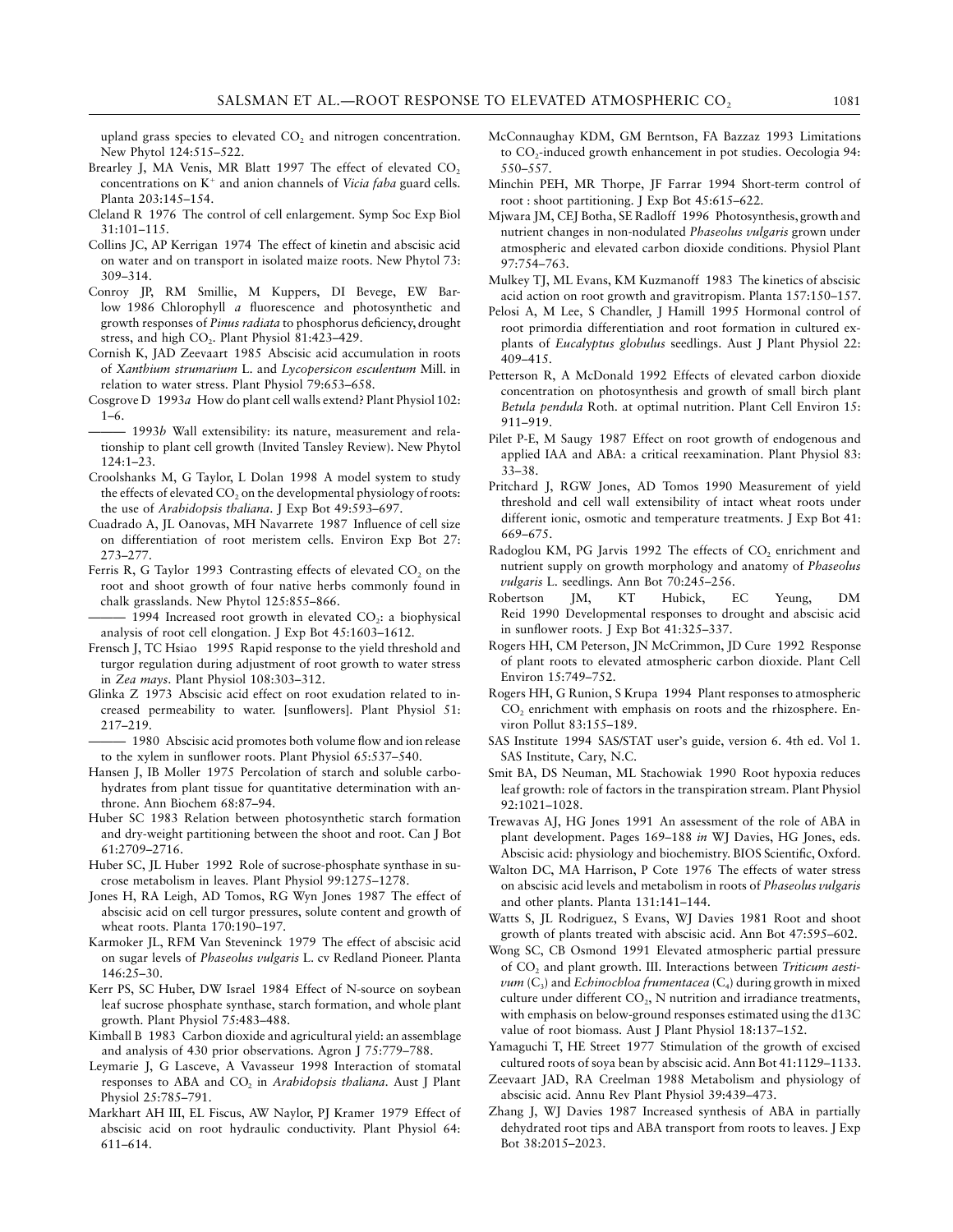upland grass species to elevated $CO_2$ and nitrogen concentration. New Phytol 124:515–522.

Brearley J, MA Venis, MR Blatt 1997 The effect of elevated $CO_2$ concentrations on $K^+$ and anion channels of *Vicia faba* guard cells. Planta 203:145–154.

Cleland R 1976 The control of cell enlargement. Symp Soc Exp Biol 31:101–115.

Collins JC, AP Kerrigan 1974 The effect of kinetin and abscisic acid on water and on transport in isolated maize roots. New Phytol 73: 309–314.

Conroy JP, RM Smillie, M Kuppers, DI Bevege, EW Barlow 1986 Chlorophyll *a* fluorescence and photosynthetic and growth responses of *Pinus radiata* to phosphorus deficiency, drought stress, and high $CO_2$. Plant Physiol 81:423–429.

Cornish K, JAD Zeevaart 1985 Abscisic acid accumulation in roots of *Xanthium strumarium* L. and *Lycopersicon esculentum* Mill. in relation to water stress. Plant Physiol 79:653–658.

Cosgrove D 1993*a* How do plant cell walls extend? Plant Physiol 102: 1–6.

——— 1993*b* Wall extensibility: its nature, measurement and relationship to plant cell growth (Invited Tansley Review). New Phytol 124:1–23.

Croolshanks M, G Taylor, L Dolan 1998 A model system to study the effects of elevated $CO_2$ on the developmental physiology of roots: the use of *Arabidopsis thaliana*. J Exp Bot 49:593–697.

Cuadrado A, JL Oanovas, MH Navarrete 1987 Influence of cell size on differentiation of root meristem cells. Environ Exp Bot 27: 273–277.

Ferris R, G Taylor 1993 Contrasting effects of elevated $CO_2$ on the root and shoot growth of four native herbs commonly found in chalk grasslands. New Phytol 125:855–866.

——— 1994 Increased root growth in elevated $CO_2$: a biophysical analysis of root cell elongation. J Exp Bot 45:1603–1612.

Frensch J, TC Hsiao 1995 Rapid response to the yield threshold and turgor regulation during adjustment of root growth to water stress in *Zea mays*. Plant Physiol 108:303–312.

Glinka Z 1973 Abscisic acid effect on root exudation related to increased permeability to water. [sunflowers]. Plant Physiol 51: 217–219.

——— 1980 Abscisic acid promotes both volume flow and ion release to the xylem in sunflower roots. Plant Physiol 65:537–540.

Hansen J, IB Moller 1975 Percolation of starch and soluble carbohydrates from plant tissue for quantitative determination with anthrone. Ann Biochem 68:87–94.

Huber SC 1983 Relation between photosynthetic starch formation and dry-weight partitioning between the shoot and root. Can J Bot 61:2709–2716.

Huber SC, JL Huber 1992 Role of sucrose-phosphate synthase in sucrose metabolism in leaves. Plant Physiol 99:1275–1278.

Jones H, RA Leigh, AD Tomos, RG Wyn Jones 1987 The effect of abscisic acid on cell turgor pressures, solute content and growth of wheat roots. Planta 170:190–197.

Karmoker JL, RFM Van Steveninck 1979 The effect of abscisic acid on sugar levels of *Phaseolus vulgaris* L. cv Redland Pioneer. Planta 146:25–30.

Kerr PS, SC Huber, DW Israel 1984 Effect of N-source on soybean leaf sucrose phosphate synthase, starch formation, and whole plant growth. Plant Physiol 75:483–488.

Kimball B 1983 Carbon dioxide and agricultural yield: an assemblage and analysis of 430 prior observations. Agron J 75:779–788.

Leymarie J, G Lasceve, A Vavasseur 1998 Interaction of stomatal responses to ABA and $CO_2$ in *Arabidopsis thaliana*. Aust J Plant Physiol 25:785–791.

Markhart AH III, EL Fiscus, AW Naylor, PJ Kramer 1979 Effect of abscisic acid on root hydraulic conductivity. Plant Physiol 64: 611–614.

McConnaughay KDM, GM Berntson, FA Bazzaz 1993 Limitations to $CO_2$-induced growth enhancement in pot studies. Oecologia 94: 550–557.

Minchin PEH, MR Thorpe, JF Farrar 1994 Short-term control of root : shoot partitioning. J Exp Bot 45:615–622.

Mjwara JM, CEJ Botha, SE Radloff 1996 Photosynthesis, growth and nutrient changes in non-nodulated *Phaseolus vulgaris* grown under atmospheric and elevated carbon dioxide conditions. Physiol Plant 97:754–763.

Mulkey TJ, ML Evans, KM Kuzmanoff 1983 The kinetics of abscisic acid action on root growth and gravitropism. Planta 157:150–157.

Pelosi A, M Lee, S Chandler, J Hamill 1995 Hormonal control of root primordia differentiation and root formation in cultured explants of *Eucalyptus globulus* seedlings. Aust J Plant Physiol 22: 409–415.

Petterson R, A McDonald 1992 Effects of elevated carbon dioxide concentration on photosynthesis and growth of small birch plant *Betula pendula* Roth. at optimal nutrition. Plant Cell Environ 15: 911–919.

Pilet P-E, M Saugy 1987 Effect on root growth of endogenous and applied IAA and ABA: a critical reexamination. Plant Physiol 83: 33–38.

Pritchard J, RGW Jones, AD Tomos 1990 Measurement of yield threshold and cell wall extensibility of intact wheat roots under different ionic, osmotic and temperature treatments. J Exp Bot 41: 669–675.

Radoglou KM, PG Jarvis 1992 The effects of $CO_2$ enrichment and nutrient supply on growth morphology and anatomy of *Phaseolus vulgaris* L. seedlings. Ann Bot 70:245–256.

Robertson JM, KT Hubick, EC Yeung, DM Reid 1990 Developmental responses to drought and abscisic acid in sunflower roots. J Exp Bot 41:325–337.

Rogers HH, CM Peterson, JN McCrimmon, JD Cure 1992 Response of plant roots to elevated atmospheric carbon dioxide. Plant Cell Environ 15:749–752.

Rogers HH, G Runion, S Krupa 1994 Plant responses to atmospheric $CO_2$ enrichment with emphasis on roots and the rhizosphere. Environ Pollut 83:155–189.

SAS Institute 1994 SAS/STAT user's guide, version 6. 4th ed. Vol 1. SAS Institute, Cary, N.C.

Smit BA, DS Neuman, ML Stachowiak 1990 Root hypoxia reduces leaf growth: role of factors in the transpiration stream. Plant Physiol 92:1021–1028.

Trewavas AJ, HG Jones 1991 An assessment of the role of ABA in plant development. Pages 169–188 *in* WJ Davies, HG Jones, eds. Abscisic acid: physiology and biochemistry. BIOS Scientific, Oxford.

Walton DC, MA Harrison, P Cote 1976 The effects of water stress on abscisic acid levels and metabolism in roots of *Phaseolus vulgaris* and other plants. Planta 131:141–144.

Watts S, JL Rodriguez, S Evans, WJ Davies 1981 Root and shoot growth of plants treated with abscisic acid. Ann Bot 47:595–602.

Wong SC, CB Osmond 1991 Elevated atmospheric partial pressure of $CO_2$ and plant growth. III. Interactions between *Triticum aestivum* ($C_3$) and *Echinochloa frumentacea* ($C_4$) during growth in mixed culture under different $CO_2$, N nutrition and irradiance treatments, with emphasis on below-ground responses estimated using the d13C value of root biomass. Aust J Plant Physiol 18:137–152.

Yamaguchi T, HE Street 1977 Stimulation of the growth of excised cultured roots of soya bean by abscisic acid. Ann Bot 41:1129–1133.

Zeevaart JAD, RA Creelman 1988 Metabolism and physiology of abscisic acid. Annu Rev Plant Physiol 39:439–473.

Zhang J, WJ Davies 1987 Increased synthesis of ABA in partially dehydrated root tips and ABA transport from roots to leaves. J Exp Bot 38:2015–2023.